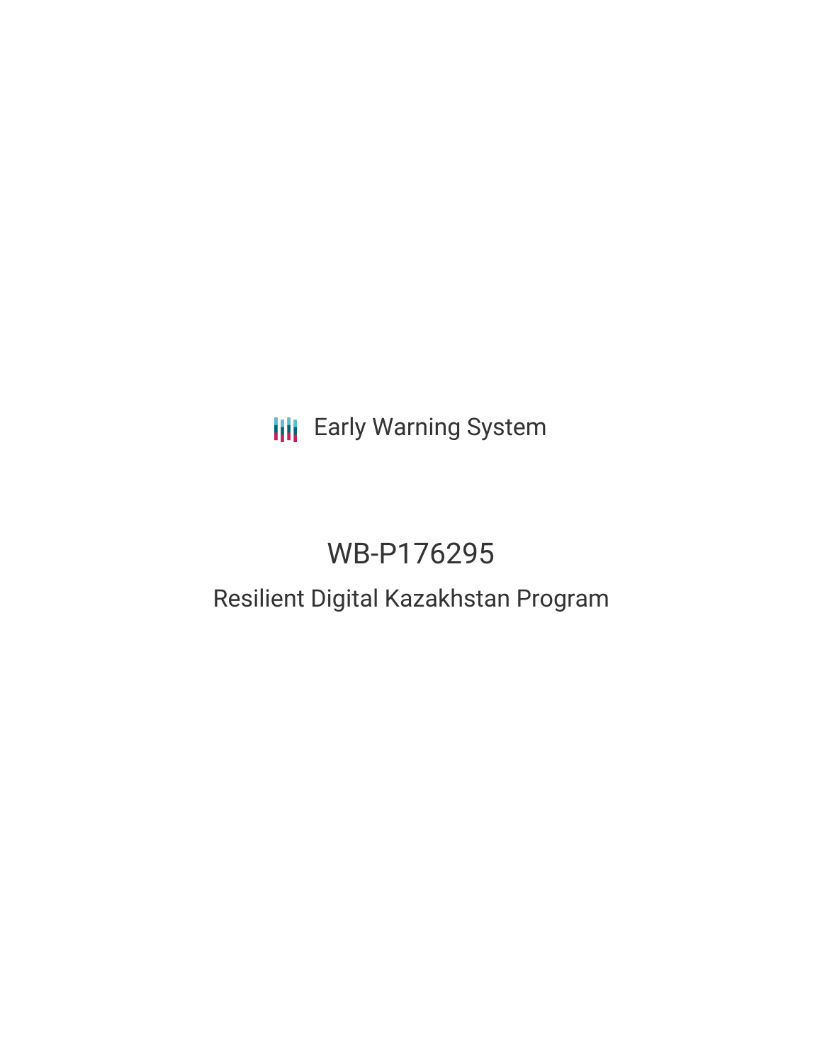Early Warning System

# WB-P176295

## Resilient Digital Kazakhstan Program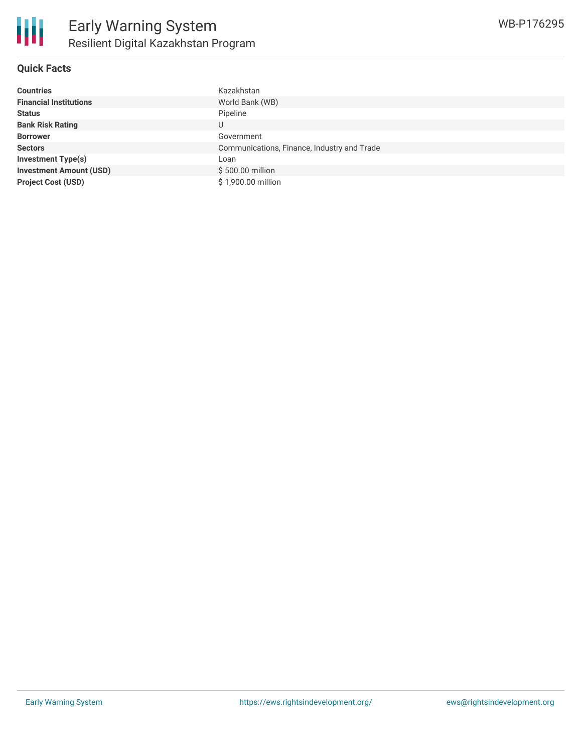# Early Warning System

## Resilient Digital Kazakhstan Program

WB-P176295

### Quick Facts

| | |
|---|---|
| **Countries** | Kazakhstan |
| **Financial Institutions** | World Bank (WB) |
| **Status** | Pipeline |
| **Bank Risk Rating** | U |
| **Borrower** | Government |
| **Sectors** | Communications, Finance, Industry and Trade |
| **Investment Type(s)** | Loan |
| **Investment Amount (USD)** | $ 500.00 million |
| **Project Cost (USD)** | $ 1,900.00 million |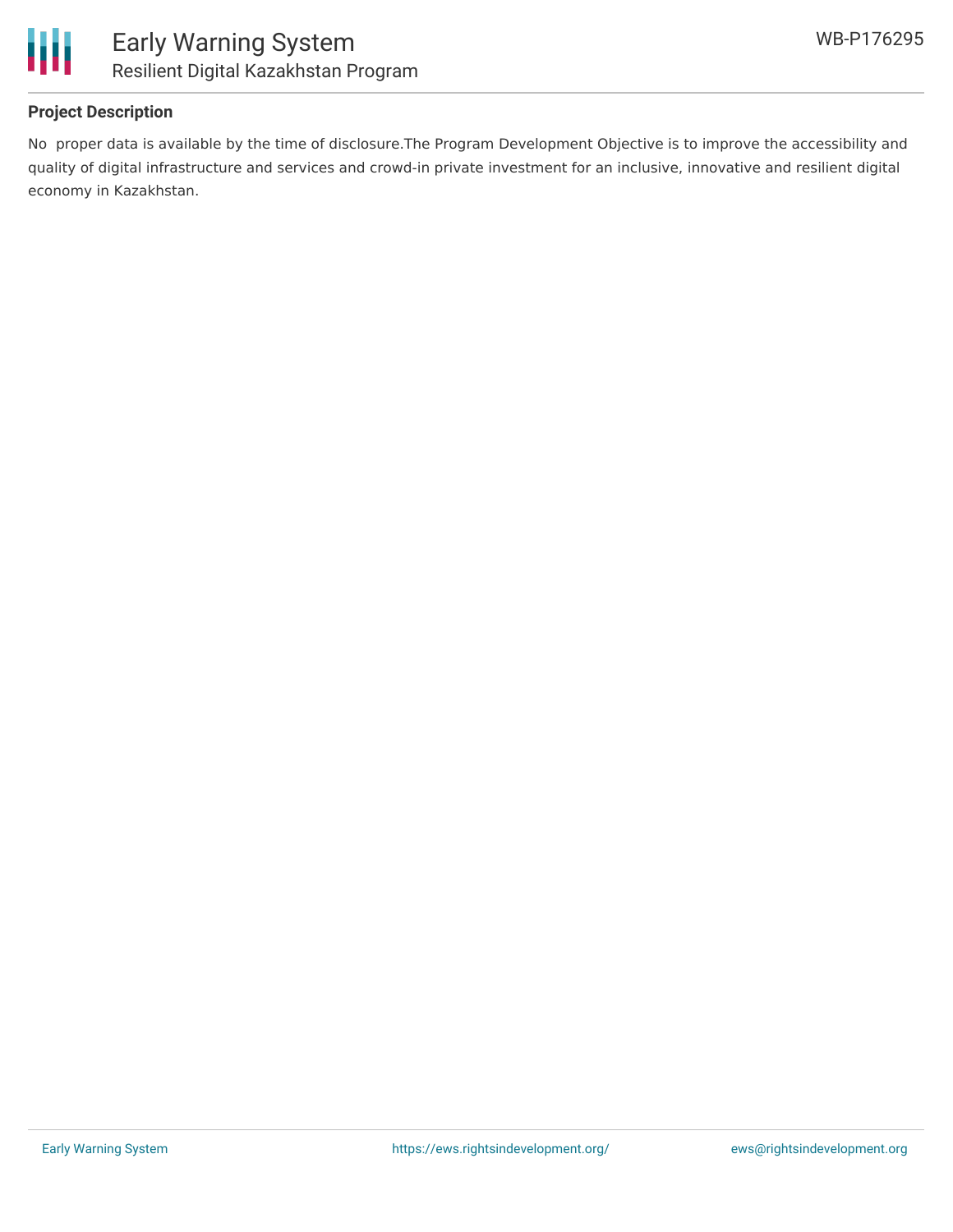## Project Description

No  proper data is available by the time of disclosure.The Program Development Objective is to improve the accessibility and quality of digital infrastructure and services and crowd-in private investment for an inclusive, innovative and resilient digital economy in Kazakhstan.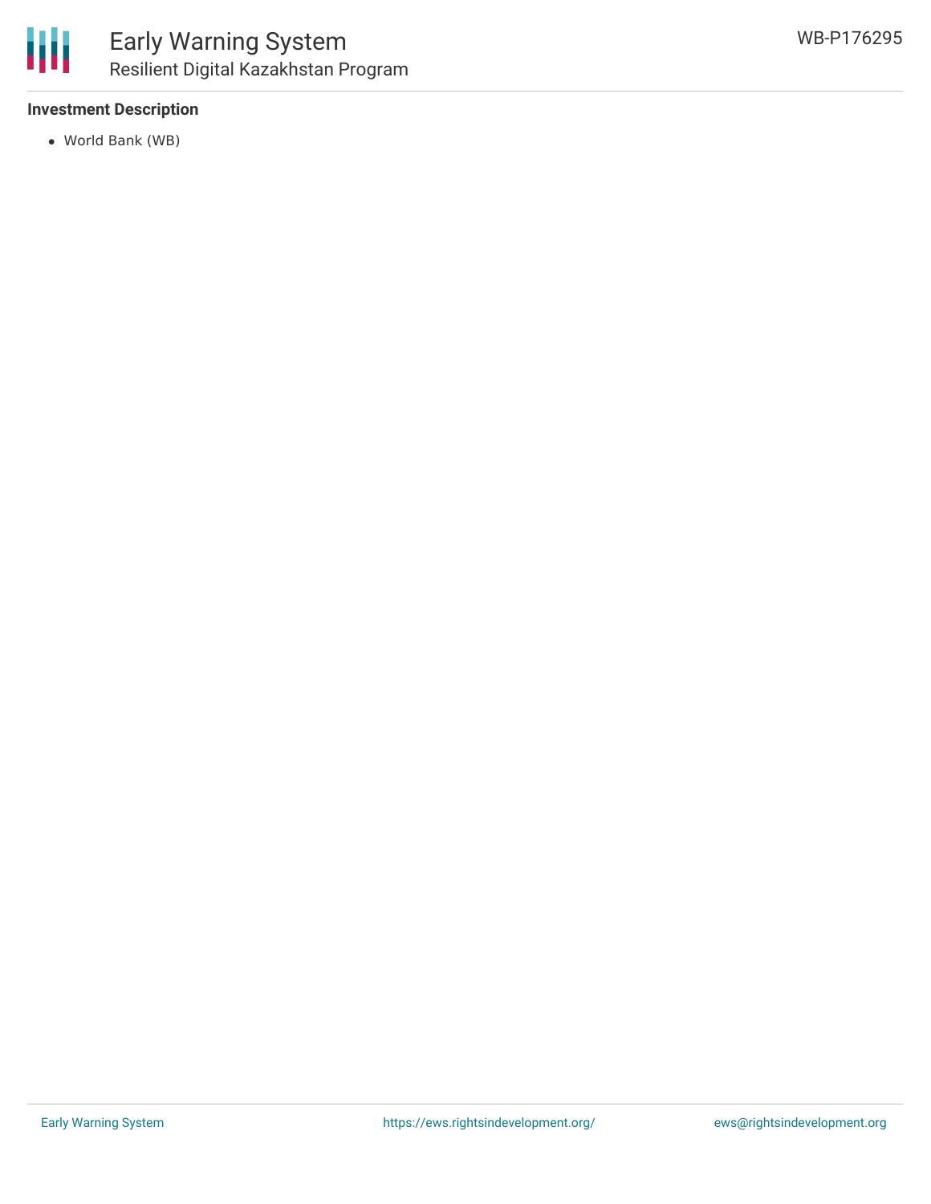## Investment Description

- World Bank (WB)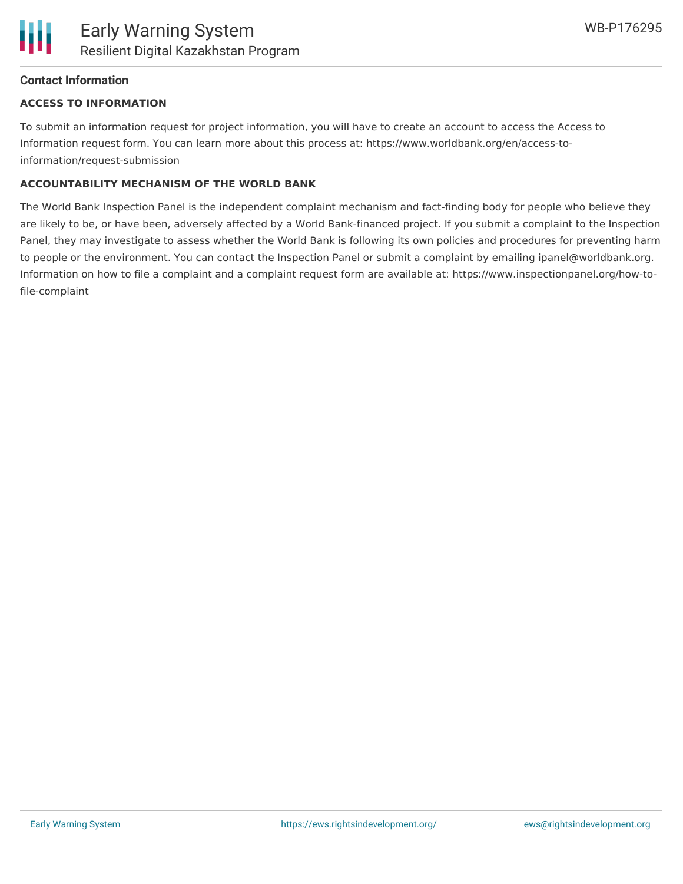## Contact Information

### ACCESS TO INFORMATION

To submit an information request for project information, you will have to create an account to access the Access to Information request form. You can learn more about this process at: https://www.worldbank.org/en/access-to-information/request-submission

### ACCOUNTABILITY MECHANISM OF THE WORLD BANK

The World Bank Inspection Panel is the independent complaint mechanism and fact-finding body for people who believe they are likely to be, or have been, adversely affected by a World Bank-financed project. If you submit a complaint to the Inspection Panel, they may investigate to assess whether the World Bank is following its own policies and procedures for preventing harm to people or the environment. You can contact the Inspection Panel or submit a complaint by emailing ipanel@worldbank.org. Information on how to file a complaint and a complaint request form are available at: https://www.inspectionpanel.org/how-to-file-complaint